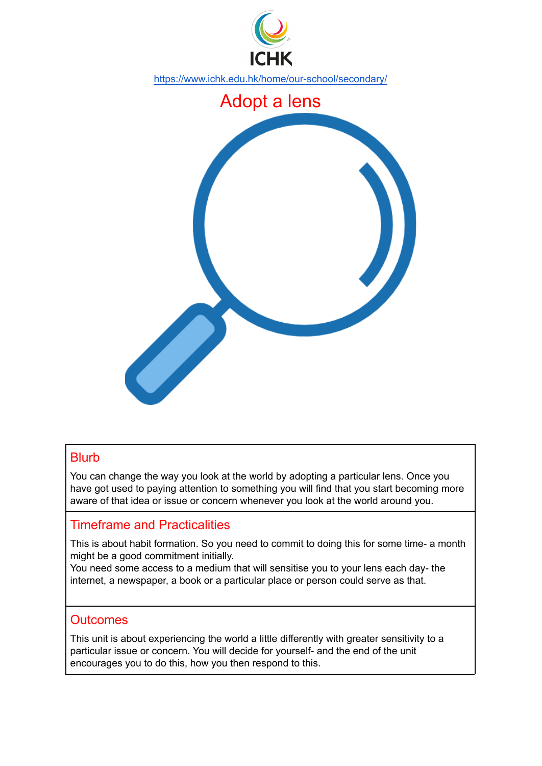ICHK

https://www.ichk.edu.hk/home/our-school/secondary/

# Adopt a lens

## Blurb

You can change the way you look at the world by adopting a particular lens. Once you have got used to paying attention to something you will find that you start becoming more aware of that idea or issue or concern whenever you look at the world around you.

## Timeframe and Practicalities

This is about habit formation. So you need to commit to doing this for some time- a month might be a good commitment initially.
You need some access to a medium that will sensitise you to your lens each day- the internet, a newspaper, a book or a particular place or person could serve as that.

## Outcomes

This unit is about experiencing the world a little differently with greater sensitivity to a particular issue or concern. You will decide for yourself- and the end of the unit encourages you to do this, how you then respond to this.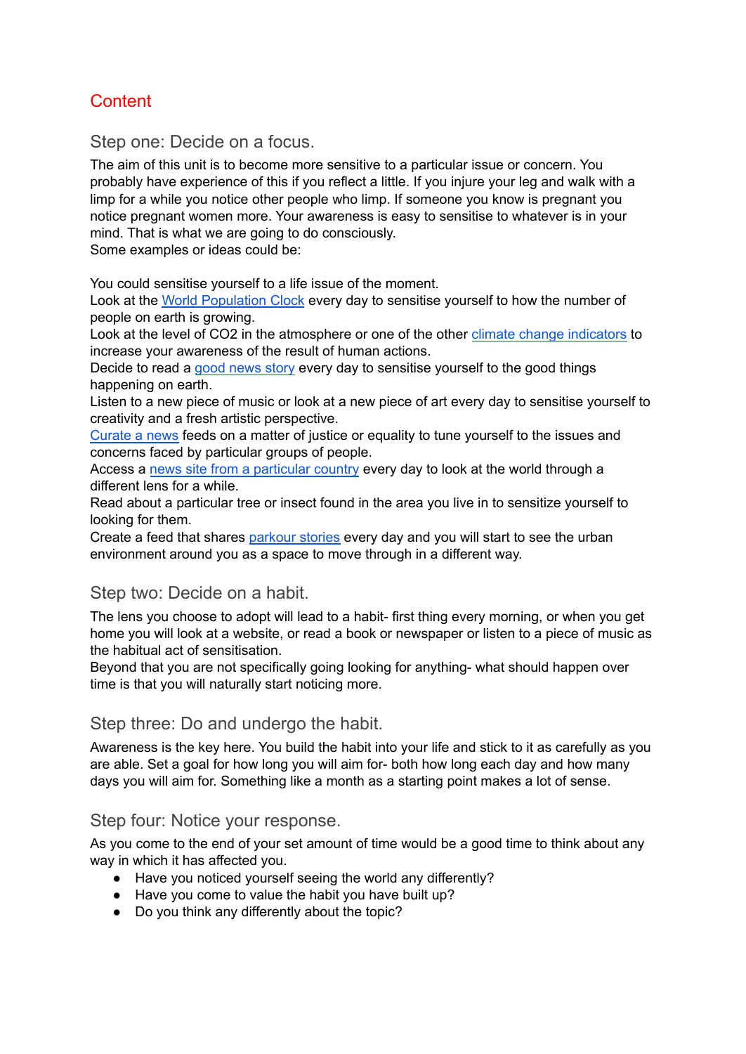# Content

## Step one: Decide on a focus.

The aim of this unit is to become more sensitive to a particular issue or concern. You probably have experience of this if you reflect a little. If you injure your leg and walk with a limp for a while you notice other people who limp. If someone you know is pregnant you notice pregnant women more. Your awareness is easy to sensitise to whatever is in your mind. That is what we are going to do consciously.
Some examples or ideas could be:

You could sensitise yourself to a life issue of the moment.
Look at the World Population Clock every day to sensitise yourself to how the number of people on earth is growing.
Look at the level of $CO_2$ in the atmosphere or one of the other climate change indicators to increase your awareness of the result of human actions.
Decide to read a good news story every day to sensitise yourself to the good things happening on earth.
Listen to a new piece of music or look at a new piece of art every day to sensitise yourself to creativity and a fresh artistic perspective.
Curate a news feeds on a matter of justice or equality to tune yourself to the issues and concerns faced by particular groups of people.
Access a news site from a particular country every day to look at the world through a different lens for a while.
Read about a particular tree or insect found in the area you live in to sensitize yourself to looking for them.
Create a feed that shares parkour stories every day and you will start to see the urban environment around you as a space to move through in a different way.

## Step two: Decide on a habit.

The lens you choose to adopt will lead to a habit- first thing every morning, or when you get home you will look at a website, or read a book or newspaper or listen to a piece of music as the habitual act of sensitisation.
Beyond that you are not specifically going looking for anything- what should happen over time is that you will naturally start noticing more.

## Step three: Do and undergo the habit.

Awareness is the key here. You build the habit into your life and stick to it as carefully as you are able. Set a goal for how long you will aim for- both how long each day and how many days you will aim for. Something like a month as a starting point makes a lot of sense.

## Step four: Notice your response.

As you come to the end of your set amount of time would be a good time to think about any way in which it has affected you.

- Have you noticed yourself seeing the world any differently?
- Have you come to value the habit you have built up?
- Do you think any differently about the topic?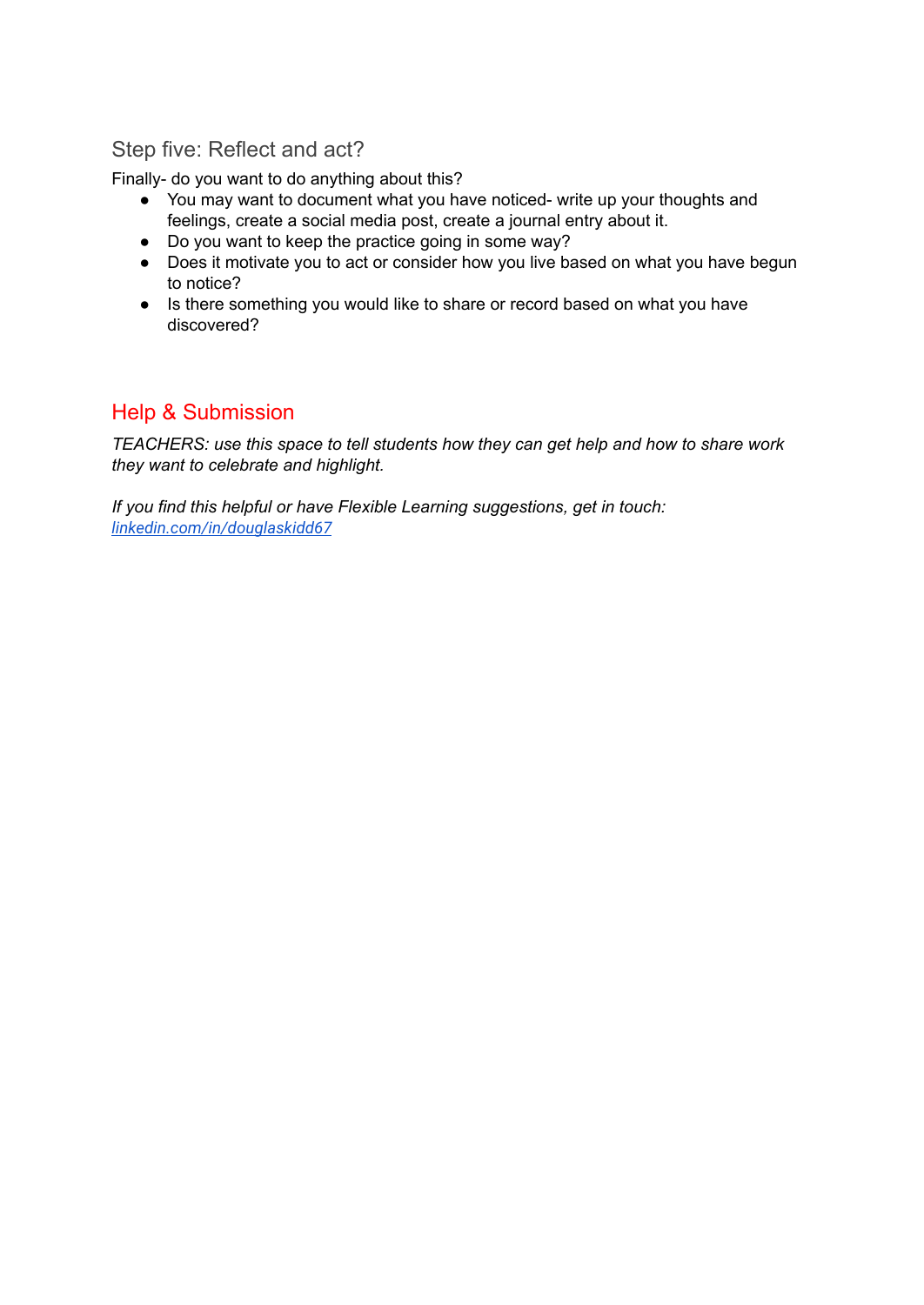## Step five: Reflect and act?

Finally- do you want to do anything about this?

- You may want to document what you have noticed- write up your thoughts and feelings, create a social media post, create a journal entry about it.
- Do you want to keep the practice going in some way?
- Does it motivate you to act or consider how you live based on what you have begun to notice?
- Is there something you would like to share or record based on what you have discovered?

## Help & Submission

*TEACHERS: use this space to tell students how they can get help and how to share work they want to celebrate and highlight.*

*If you find this helpful or have Flexible Learning suggestions, get in touch:* [linkedin.com/in/douglaskidd67](https://linkedin.com/in/douglaskidd67)